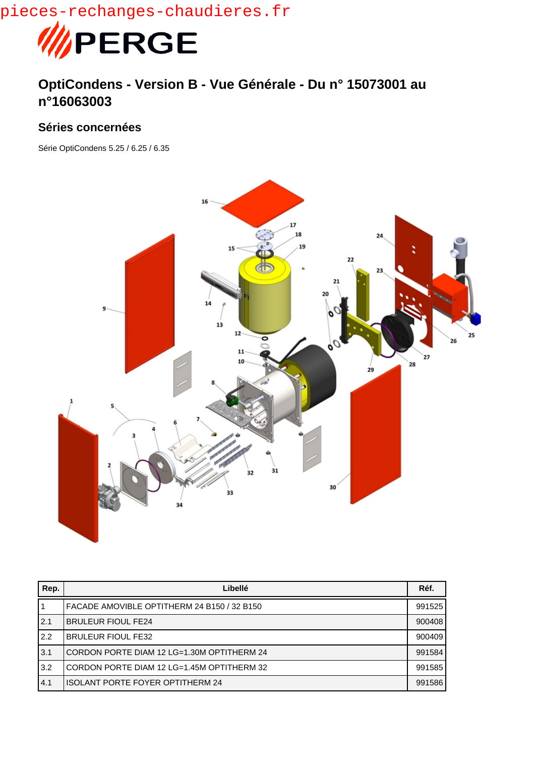pieces-rechanges-chaudieres.fr

PERGE

# OptiCondens - Version B - Vue Générale - Du n° 15073001 au n°16063003

## Séries concernées

Série OptiCondens 5.25 / 6.25 / 6.35

| Rep. | Libellé | Réf. |
|---|---|---|
| 1 | FACADE AMOVIBLE OPTITHERM 24 B150 / 32 B150 | 991525 |
| 2.1 | BRULEUR FIOUL FE24 | 900408 |
| 2.2 | BRULEUR FIOUL FE32 | 900409 |
| 3.1 | CORDON PORTE DIAM 12 LG=1.30M OPTITHERM 24 | 991584 |
| 3.2 | CORDON PORTE DIAM 12 LG=1.45M OPTITHERM 32 | 991585 |
| 4.1 | ISOLANT PORTE FOYER OPTITHERM 24 | 991586 |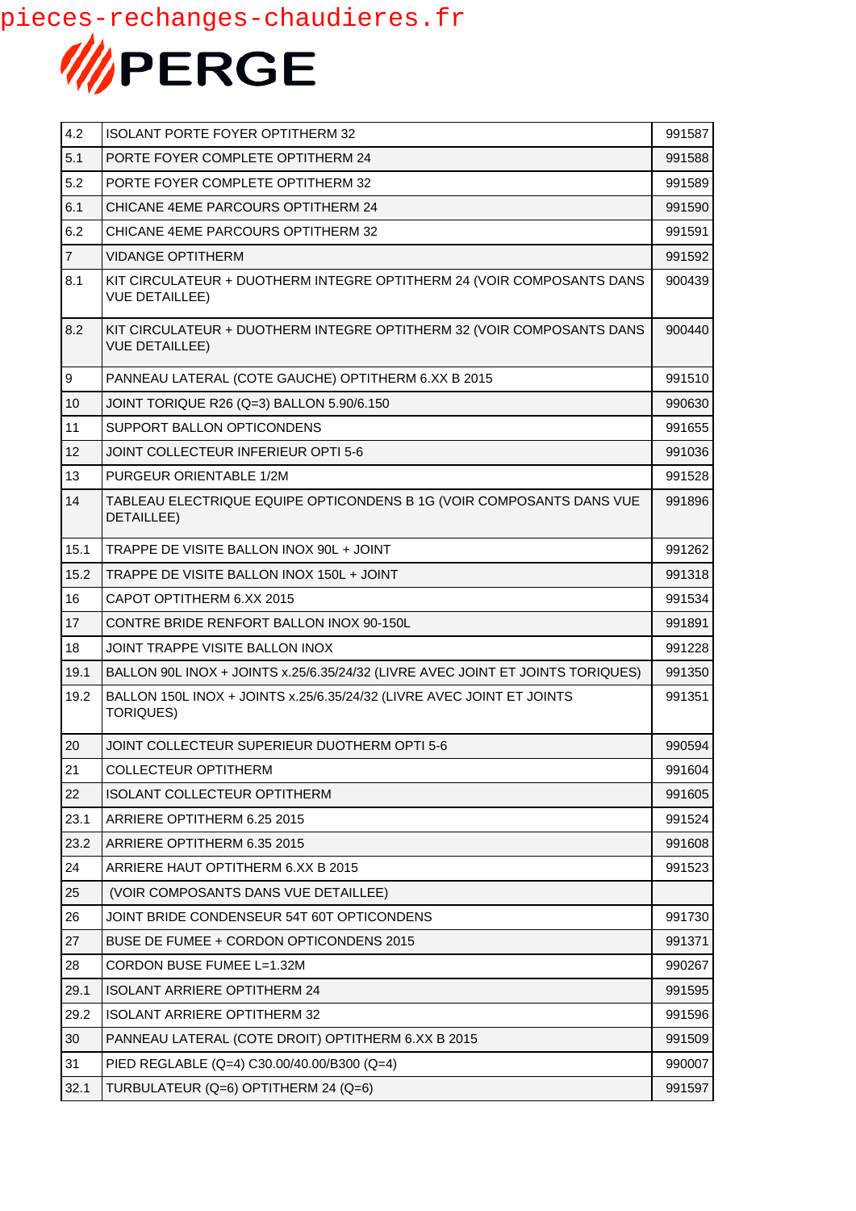pieces-rechanges-chaudieres.fr

PERGE

| | | |
|---|---|---|
| 4.2 | ISOLANT PORTE FOYER OPTITHERM 32 | 991587 |
| 5.1 | PORTE FOYER COMPLETE OPTITHERM 24 | 991588 |
| 5.2 | PORTE FOYER COMPLETE OPTITHERM 32 | 991589 |
| 6.1 | CHICANE 4EME PARCOURS OPTITHERM 24 | 991590 |
| 6.2 | CHICANE 4EME PARCOURS OPTITHERM 32 | 991591 |
| 7 | VIDANGE OPTITHERM | 991592 |
| 8.1 | KIT CIRCULATEUR + DUOTHERM INTEGRE OPTITHERM 24 (VOIR COMPOSANTS DANS VUE DETAILLEE) | 900439 |
| 8.2 | KIT CIRCULATEUR + DUOTHERM INTEGRE OPTITHERM 32 (VOIR COMPOSANTS DANS VUE DETAILLEE) | 900440 |
| 9 | PANNEAU LATERAL (COTE GAUCHE) OPTITHERM 6.XX B 2015 | 991510 |
| 10 | JOINT TORIQUE R26 (Q=3) BALLON 5.90/6.150 | 990630 |
| 11 | SUPPORT BALLON OPTICONDENS | 991655 |
| 12 | JOINT COLLECTEUR INFERIEUR OPTI 5-6 | 991036 |
| 13 | PURGEUR ORIENTABLE 1/2M | 991528 |
| 14 | TABLEAU ELECTRIQUE EQUIPE OPTICONDENS B 1G (VOIR COMPOSANTS DANS VUE DETAILLEE) | 991896 |
| 15.1 | TRAPPE DE VISITE BALLON INOX 90L + JOINT | 991262 |
| 15.2 | TRAPPE DE VISITE BALLON INOX 150L + JOINT | 991318 |
| 16 | CAPOT OPTITHERM 6.XX 2015 | 991534 |
| 17 | CONTRE BRIDE RENFORT BALLON INOX 90-150L | 991891 |
| 18 | JOINT TRAPPE VISITE BALLON INOX | 991228 |
| 19.1 | BALLON 90L INOX + JOINTS x.25/6.35/24/32 (LIVRE AVEC JOINT ET JOINTS TORIQUES) | 991350 |
| 19.2 | BALLON 150L INOX + JOINTS x.25/6.35/24/32 (LIVRE AVEC JOINT ET JOINTS TORIQUES) | 991351 |
| 20 | JOINT COLLECTEUR SUPERIEUR DUOTHERM OPTI 5-6 | 990594 |
| 21 | COLLECTEUR OPTITHERM | 991604 |
| 22 | ISOLANT COLLECTEUR OPTITHERM | 991605 |
| 23.1 | ARRIERE OPTITHERM 6.25 2015 | 991524 |
| 23.2 | ARRIERE OPTITHERM 6.35 2015 | 991608 |
| 24 | ARRIERE HAUT OPTITHERM 6.XX B 2015 | 991523 |
| 25 | (VOIR COMPOSANTS DANS VUE DETAILLEE) | |
| 26 | JOINT BRIDE CONDENSEUR 54T 60T OPTICONDENS | 991730 |
| 27 | BUSE DE FUMEE + CORDON OPTICONDENS 2015 | 991371 |
| 28 | CORDON BUSE FUMEE L=1.32M | 990267 |
| 29.1 | ISOLANT ARRIERE OPTITHERM 24 | 991595 |
| 29.2 | ISOLANT ARRIERE OPTITHERM 32 | 991596 |
| 30 | PANNEAU LATERAL (COTE DROIT) OPTITHERM 6.XX B 2015 | 991509 |
| 31 | PIED REGLABLE (Q=4) C30.00/40.00/B300 (Q=4) | 990007 |
| 32.1 | TURBULATEUR (Q=6) OPTITHERM 24 (Q=6) | 991597 |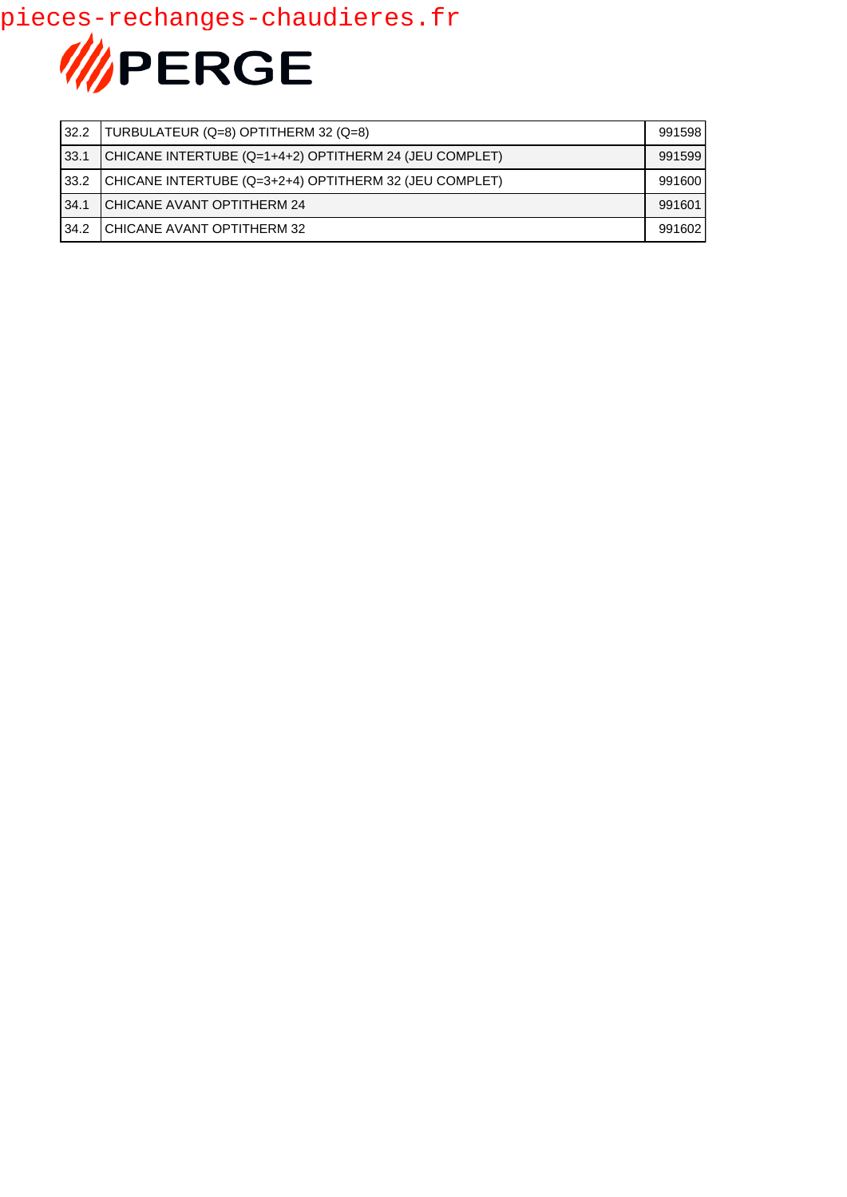| | | |
|---|---|---|
| 32.2 | TURBULATEUR (Q=8) OPTITHERM 32 (Q=8) | 991598 |
| 33.1 | CHICANE INTERTUBE (Q=1+4+2) OPTITHERM 24 (JEU COMPLET) | 991599 |
| 33.2 | CHICANE INTERTUBE (Q=3+2+4) OPTITHERM 32 (JEU COMPLET) | 991600 |
| 34.1 | CHICANE AVANT OPTITHERM 24 | 991601 |
| 34.2 | CHICANE AVANT OPTITHERM 32 | 991602 |